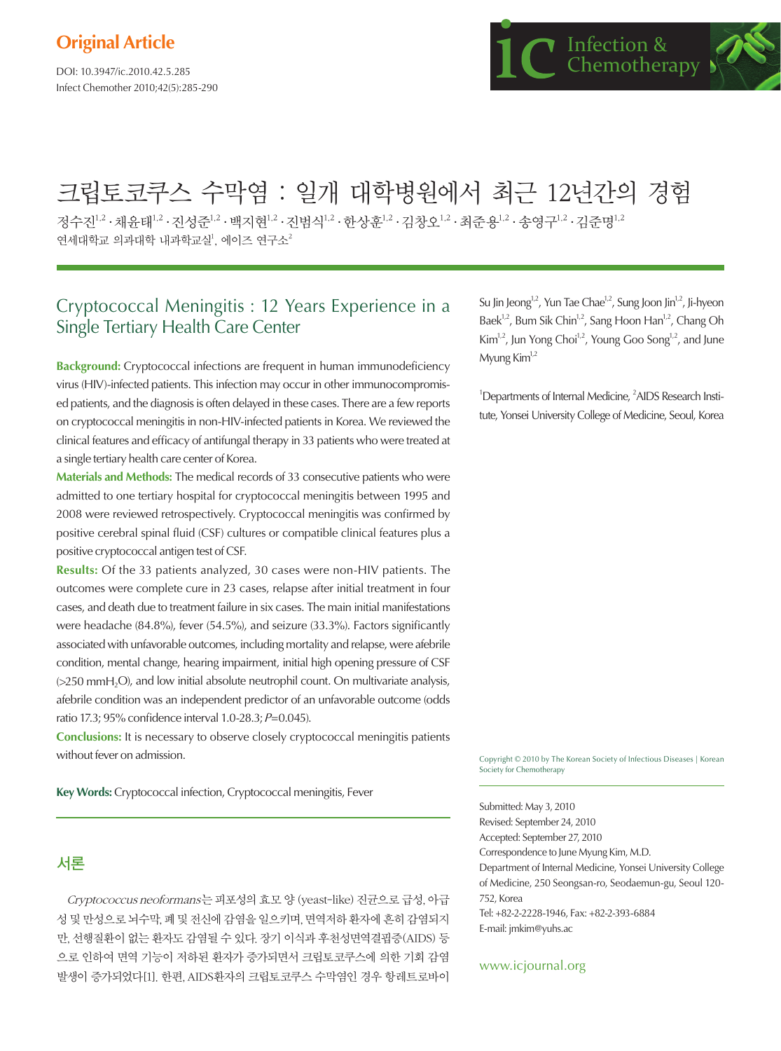Original Article

DOI: 10.3947/ic.2010.42.5.285
Infect Chemother 2010;42(5):285-290

# 크립토코쿠스 수막염 : 일개 대학병원에서 최근 12년간의 경험

정수진[1,2] · 채윤태[1,2] · 진성준[1,2] · 백지현[1,2] · 진범식[1,2] · 한상훈[1,2] · 김창오[1,2] · 최준용[1,2] · 송영구[1,2] · 김준명[1,2]

연세대학교 의과대학 내과학교실[1], 에이즈 연구소[2]

## Cryptococcal Meningitis : 12 Years Experience in a Single Tertiary Health Care Center

Su Jin Jeong[1,2], Yun Tae Chae[1,2], Sung Joon Jin[1,2], Ji-hyeon Baek[1,2], Bum Sik Chin[1,2], Sang Hoon Han[1,2], Chang Oh Kim[1,2], Jun Yong Choi[1,2], Young Goo Song[1,2], and June Myung Kim[1,2]

[1]Departments of Internal Medicine, [2]AIDS Research Institute, Yonsei University College of Medicine, Seoul, Korea

**Background:** Cryptococcal infections are frequent in human immunodeficiency virus (HIV)-infected patients. This infection may occur in other immunocompromised patients, and the diagnosis is often delayed in these cases. There are a few reports on cryptococcal meningitis in non-HIV-infected patients in Korea. We reviewed the clinical features and efficacy of antifungal therapy in 33 patients who were treated at a single tertiary health care center of Korea.

**Materials and Methods:** The medical records of 33 consecutive patients who were admitted to one tertiary hospital for cryptococcal meningitis between 1995 and 2008 were reviewed retrospectively. Cryptococcal meningitis was confirmed by positive cerebral spinal fluid (CSF) cultures or compatible clinical features plus a positive cryptococcal antigen test of CSF.

**Results:** Of the 33 patients analyzed, 30 cases were non-HIV patients. The outcomes were complete cure in 23 cases, relapse after initial treatment in four cases, and death due to treatment failure in six cases. The main initial manifestations were headache (84.8%), fever (54.5%), and seizure (33.3%). Factors significantly associated with unfavorable outcomes, including mortality and relapse, were afebrile condition, mental change, hearing impairment, initial high opening pressure of CSF (>250 mm$H_2O$), and low initial absolute neutrophil count. On multivariate analysis, afebrile condition was an independent predictor of an unfavorable outcome (odds ratio 17.3; 95% confidence interval 1.0-28.3; *P*=0.045).

**Conclusions:** It is necessary to observe closely cryptococcal meningitis patients without fever on admission.

**Key Words:** Cryptococcal infection, Cryptococcal meningitis, Fever

Copyright © 2010 by The Korean Society of Infectious Diseases | Korean Society for Chemotherapy

Submitted: May 3, 2010
Revised: September 24, 2010
Accepted: September 27, 2010
Correspondence to June Myung Kim, M.D.
Department of Internal Medicine, Yonsei University College of Medicine, 250 Seongsan-ro, Seodaemun-gu, Seoul 120-752, Korea
Tel: +82-2-2228-1946, Fax: +82-2-393-6884
E-mail: jmkim@yuhs.ac

www.icjournal.org

## 서론

*Cryptococcus neoformans*는 피포성의 효모 양 (yeast-like) 진균으로 급성, 아급성 및 만성으로 뇌수막, 폐 및 전신에 감염을 일으키며, 면역저하 환자에 흔히 감염되지만, 선행질환이 없는 환자도 감염될 수 있다. 장기 이식과 후천성면역결핍증(AIDS) 등으로 인하여 면역 기능이 저하된 환자가 증가되면서 크립토코쿠스에 의한 기회 감염 발생이 증가되었다[1]. 한편, AIDS환자의 크립토코쿠스 수막염인 경우 항레트로바이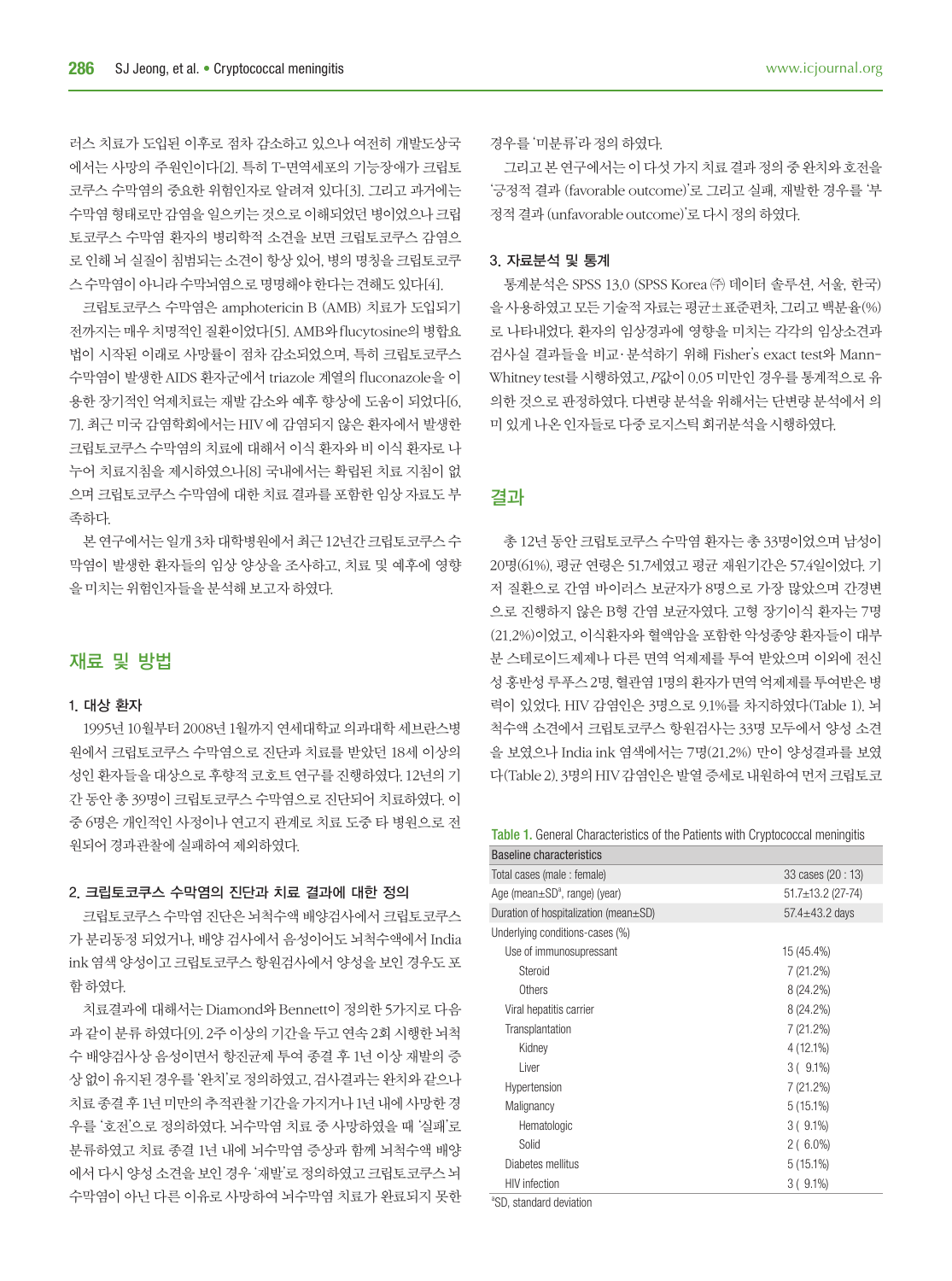러스 치료가 도입된 이후로 점차 감소하고 있으나 여전히 개발도상국에서는 사망의 주원인이다[2]. 특히 T-면역세포의 기능장애가 크립토코쿠스 수막염의 중요한 위험인자로 알려져 있다[3]. 그리고 과거에는 수막염 형태로만 감염을 일으키는 것으로 이해되었던 병이었으나 크립토코쿠스 수막염 환자의 병리학적 소견을 보면 크립토코쿠스 감염으로 인해 뇌 실질이 침범되는 소견이 항상 있어, 병의 명칭을 크립토코쿠스 수막염이 아니라 수막뇌염으로 명명해야 한다는 견해도 있다[4].

크립토코쿠스 수막염은 amphotericin B (AMB) 치료가 도입되기 전까지는 매우 치명적인 질환이었다[5]. AMB와 flucytosine의 병합요법이 시작된 이래로 사망률이 점차 감소되었으며, 특히 크립토코쿠스 수막염이 발생한 AIDS 환자군에서 triazole 계열의 fluconazole을 이용한 장기적인 억제치료는 재발 감소와 예후 향상에 도움이 되었다[6, 7]. 최근 미국 감염학회에서는 HIV에 감염되지 않은 환자에서 발생한 크립토코쿠스 수막염의 치료에 대해서 이식 환자와 비 이식 환자로 나누어 치료지침을 제시하였으나[8] 국내에서는 확립된 치료 지침이 없으며 크립토코쿠스 수막염에 대한 치료 결과를 포함한 임상 자료도 부족하다.

본 연구에서는 일개 3차 대학병원에서 최근 12년간 크립토코쿠스 수막염이 발생한 환자들의 임상 양상을 조사하고, 치료 및 예후에 영향을 미치는 위험인자들을 분석해 보고자 하였다.

## 재료 및 방법

### 1. 대상 환자

1995년 10월부터 2008년 1월까지 연세대학교 의과대학 세브란스병원에서 크립토코쿠스 수막염으로 진단과 치료를 받았던 18세 이상의 성인 환자들을 대상으로 후향적 코호트 연구를 진행하였다. 12년의 기간 동안 총 39명이 크립토코쿠스 수막염으로 진단되어 치료하였다. 이 중 6명은 개인적인 사정이나 연고지 관계로 치료 도중 타 병원으로 전원되어 경과관찰에 실패하여 제외하였다.

### 2. 크립토코쿠스 수막염의 진단과 치료 결과에 대한 정의

크립토코쿠스 수막염 진단은 뇌척수액 배양검사에서 크립토코쿠스가 분리동정 되었거나, 배양 검사에서 음성이어도 뇌척수액에서 India ink 염색 양성이고 크립토코쿠스 항원검사에서 양성을 보인 경우도 포함 하였다.

치료결과에 대해서는 Diamond와 Bennett이 정의한 5가지로 다음과 같이 분류 하였다[9]. 2주 이상의 기간을 두고 연속 2회 시행한 뇌척수 배양검사상 음성이면서 항진균제 투여 종결 후 1년 이상 재발의 증상 없이 유지된 경우를 '완치'로 정의하였고, 검사결과는 완치와 같으나 치료 종결 후 1년 미만의 추적관찰 기간을 가지거나 1년 내에 사망한 경우를 '호전'으로 정의하였다. 뇌수막염 치료 중 사망하였을 때 '실패'로 분류하였고 치료 종결 1년 내에 뇌수막염 증상과 함께 뇌척수액 배양에서 다시 양성 소견을 보인 경우 '재발'로 정의하였고 크립토코쿠스 뇌수막염이 아닌 다른 이유로 사망하여 뇌수막염 치료가 완료되지 못한 경우를 '미분류'라 정의 하였다.

그리고 본 연구에서는 이 다섯 가지 치료 결과 정의 중 완치와 호전을 '긍정적 결과 (favorable outcome)'로 그리고 실패, 재발한 경우를 '부정적 결과 (unfavorable outcome)'로 다시 정의 하였다.

### 3. 자료분석 및 통계

통계분석은 SPSS 13.0 (SPSS Korea ㈜ 데이터 솔루션, 서울, 한국)을 사용하였고 모든 기술적 자료는 평균±표준편차, 그리고 백분율(%)로 나타내었다. 환자의 임상경과에 영향을 미치는 각각의 임상소견과 검사실 결과들을 비교·분석하기 위해 Fisher's exact test와 Mann-Whitney test를 시행하였고, *P*값이 0.05 미만인 경우를 통계적으로 유의한 것으로 판정하였다. 다변량 분석을 위해서는 단변량 분석에서 의미 있게 나온 인자들로 다중 로지스틱 회귀분석을 시행하였다.

## 결과

총 12년 동안 크립토코쿠스 수막염 환자는 총 33명이었으며 남성이 20명(61%), 평균 연령은 51.7세였고 평균 재원기간은 57.4일이었다. 기저 질환으로 간염 바이러스 보균자가 8명으로 가장 많았으며 간경변으로 진행하지 않은 B형 간염 보균자였다. 고형 장기이식 환자는 7명(21.2%)이었고, 이식환자와 혈액암을 포함한 악성종양 환자들이 대부분 스테로이드제제나 다른 면역 억제제를 투여 받았으며 이외에 전신성 홍반성 루푸스 2명, 혈관염 1명의 환자가 면역 억제제를 투여받은 병력이 있었다. HIV 감염인은 3명으로 9.1%를 차지하였다(Table 1). 뇌척수액 소견에서 크립토코쿠스 항원검사는 33명 모두에서 양성 소견을 보였으나 India ink 염색에서는 7명(21.2%) 만이 양성결과를 보였다(Table 2). 3명의 HIV 감염인은 발열 증세로 내원하여 먼저 크립토코

**Table 1.** General Characteristics of the Patients with Cryptococcal meningitis

| Baseline characteristics | |
|---|---|
| Total cases (male : female) | 33 cases (20 : 13) |
| Age (mean±SD[a], range) (year) | 51.7±13.2 (27-74) |
| Duration of hospitalization (mean±SD) | 57.4±43.2 days |
| Underlying conditions-cases (%) | |
| Use of immunosupressant | 15 (45.4%) |
| Steroid | 7 (21.2%) |
| Others | 8 (24.2%) |
| Viral hepatitis carrier | 8 (24.2%) |
| Transplantation | 7 (21.2%) |
| Kidney | 4 (12.1%) |
| Liver | 3 ( 9.1%) |
| Hypertension | 7 (21.2%) |
| Malignancy | 5 (15.1%) |
| Hematologic | 3 ( 9.1%) |
| Solid | 2 ( 6.0%) |
| Diabetes mellitus | 5 (15.1%) |
| HIV infection | 3 ( 9.1%) |

[a]SD, standard deviation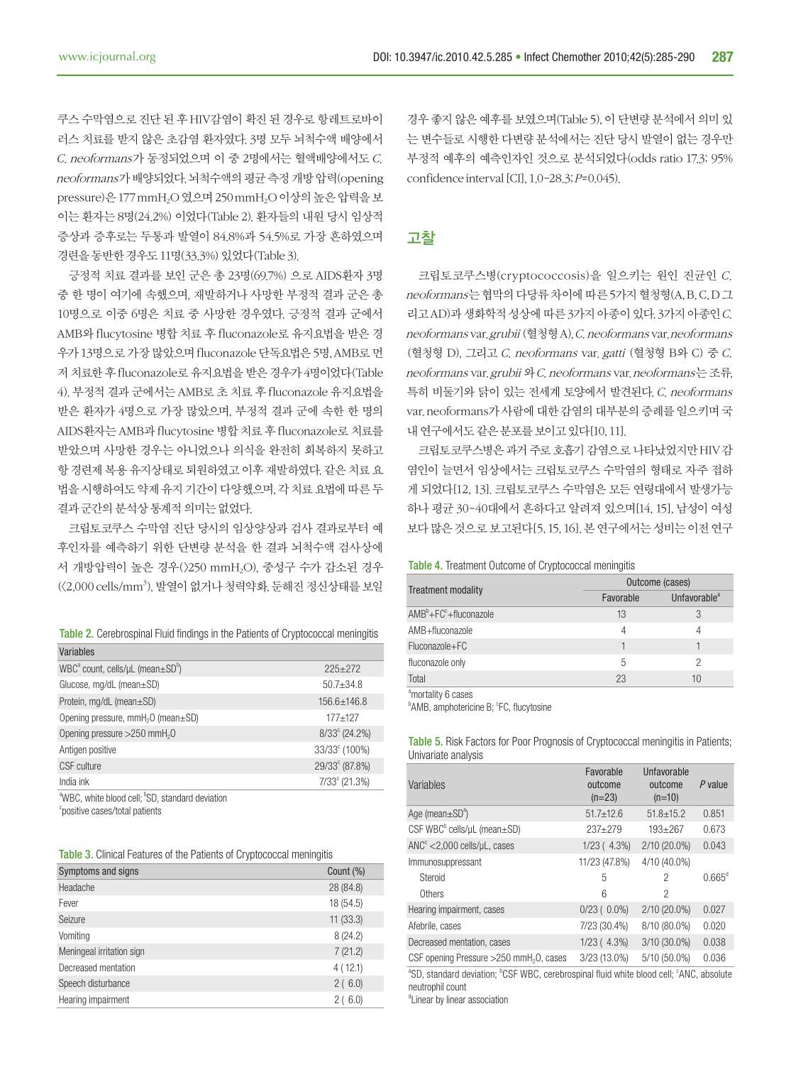쿠스 수막염으로 진단 된 후 HIV감염이 확진 된 경우로 항레트로바이러스 치료를 받지 않은 초감염 환자였다. 3명 모두 뇌척수액 배양에서 *C. neoformans*가 동정되었으며 이 중 2명에서는 혈액배양에서도 *C. neoformans*가 배양되었다. 뇌척수액의 평균 측정 개방 압력(opening pressure)은 177 $mmH_2O$ 였으며 250 $mmH_2O$ 이상의 높은 압력을 보이는 환자는 8명(24.2%) 이었다(Table 2). 환자들의 내원 당시 임상적 증상과 증후로는 두통과 발열이 84.8%과 54.5%로 가장 흔하였으며 경련을 동반한 경우도 11명(33.3%) 있었다(Table 3).

긍정적 치료 결과를 보인 군은 총 23명(69.7%) 으로 AIDS환자 3명 중 한 명이 여기에 속했으며, 재발하거나 사망한 부정적 결과 군은 총 10명으로 이중 6명은 치료 중 사망한 경우였다. 긍정적 결과 군에서 AMB와 flucytosine 병합 치료 후 fluconazole로 유지요법을 받은 경우가 13명으로 가장 많았으며 fluconazole 단독요법은 5명, AMB로 먼저 치료한 후 fluconazole로 유지요법을 받은 경우가 4명이었다(Table 4). 부정적 결과 군에서는 AMB로 초 치료 후 fluconazole 유지요법을 받은 환자가 4명으로 가장 많았으며, 부정적 결과 군에 속한 한 명의 AIDS환자는 AMB과 flucytosine 병합 치료 후 fluconazole로 치료를 받았으며 사망한 경우는 아니었으나 의식을 완전히 회복하지 못하고 항 경련제 복용 유지상태로 퇴원하였고 이후 재발하였다. 같은 치료 요법을 시행하여도 약제 유지 기간이 다양했으며, 각 치료 요법에 따른 두 결과 군간의 분석상 통계적 의미는 없었다.

크립토코쿠스 수막염 진단 당시의 임상양상과 검사 결과로부터 예후인자를 예측하기 위한 단변량 분석을 한 결과 뇌척수액 검사상에서 개방압력이 높은 경우(>250 $mmH_2O$), 중성구 수가 감소된 경우(<2,000 cells/$mm^3$), 발열이 없거나 청력약화, 둔해진 정신상태를 보일 경우 좋지 않은 예후를 보였으며(Table 5), 이 단변량 분석에서 의미 있는 변수들로 시행한 다변량 분석에서는 진단 당시 발열이 없는 경우만 부정적 예후의 예측인자인 것으로 분석되었다(odds ratio 17.3; 95% confidence interval [CI], 1.0-28.3; *P*=0.045).

**Table 2.** Cerebrospinal Fluid findings in the Patients of Cryptococcal meningitis

| Variables | |
|---|---|
| WBC[a] count, cells/μL (mean±SD[b]) | 225±272 |
| Glucose, mg/dL (mean±SD) | 50.7±34.8 |
| Protein, mg/dL (mean±SD) | 156.6±146.8 |
| Opening pressure, $mmH_2O$ (mean±SD) | 177±127 |
| Opening pressure >250 $mmH_2O$ | 8/33[c] (24.2%) |
| Antigen positive | 33/33[c] (100%) |
| CSF culture | 29/33[c] (87.8%) |
| India ink | 7/33[c] (21.3%) |

[a]WBC, white blood cell; [b]SD, standard deviation
[c]positive cases/total patients

**Table 3.** Clinical Features of the Patients of Cryptococcal meningitis

| Symptoms and signs | Count (%) |
|---|---|
| Headache | 28 (84.8) |
| Fever | 18 (54.5) |
| Seizure | 11 (33.3) |
| Vomiting | 8 (24.2) |
| Meningeal irritation sign | 7 (21.2) |
| Decreased mentation | 4 ( 12.1) |
| Speech disturbance | 2 ( 6.0) |
| Hearing impairment | 2 ( 6.0) |

## 고찰

크립토코쿠스병(cryptococcosis)을 일으키는 원인 진균인 *C. neoformans*는 협막의 다당류 차이에 따른 5가지 혈청형(A, B, C, D 그리고 AD)과 생화학적 성상에 따른 3가지 아종이 있다. 3가지 아종인 *C. neoformans* var. *grubii* (혈청형 A), *C. neoformans* var. *neoformans* (혈청형 D), 그리고 *C. neoformans* var. *gatti* (혈청형 B와 C) 중 *C. neoformans* var. *grubii* 와 *C. neoformans* var. *neoformans*는 조류, 특히 비둘기와 닭이 있는 전세계 토양에서 발견된다. *C. neoformans* var. neoformans가 사람에 대한 감염의 대부분의 증례를 일으키며 국내 연구에서도 같은 분포를 보이고 있다[10, 11].

크립토코쿠스병은 과거 주로 호흡기 감염으로 나타났었지만 HIV 감염인이 늘면서 임상에서는 크립토코쿠스 수막염의 형태로 자주 접하게 되었다[12, 13]. 크립토코쿠스 수막염은 모든 연령대에서 발생가능하나 평균 30-40대에서 흔하다고 알려져 있으며[14, 15], 남성이 여성보다 많은 것으로 보고된다[5, 15, 16]. 본 연구에서는 성비는 이전 연구

**Table 4.** Treatment Outcome of Cryptococcal meningitis

| Treatment modality | Outcome (cases) | |
|---|---|---|
| | Favorable | Unfavorable[a] |
| AMB[b]+FC[c]+fluconazole | 13 | 3 |
| AMB+fluconazole | 4 | 4 |
| Fluconazole+FC | 1 | 1 |
| fluconazole only | 5 | 2 |
| Total | 23 | 10 |

[a]mortality 6 cases
[b]AMB, amphotericine B; [c]FC, flucytosine

**Table 5.** Risk Factors for Poor Prognosis of Cryptococcal meningitis in Patients; Univariate analysis

| Variables | Favorable outcome (n=23) | Unfavorable outcome (n=10) | *P* value |
|---|---|---|---|
| Age (mean±SD[a]) | 51.7±12.6 | 51.8±15.2 | 0.851 |
| CSF WBC[b] cells/μL (mean±SD) | 237±279 | 193±267 | 0.673 |
| ANC[c] <2,000 cells/μL, cases | 1/23 ( 4.3%) | 2/10 (20.0%) | 0.043 |
| Immunosuppressant | 11/23 (47.8%) | 4/10 (40.0%) | |
| Steroid | 5 | 2 | 0.665[d] |
| Others | 6 | 2 | |
| Hearing impairment, cases | 0/23 ( 0.0%) | 2/10 (20.0%) | 0.027 |
| Afebrile, cases | 7/23 (30.4%) | 8/10 (80.0%) | 0.020 |
| Decreased mentation, cases | 1/23 ( 4.3%) | 3/10 (30.0%) | 0.038 |
| CSF opening Pressure >250 $mmH_2O$, cases | 3/23 (13.0%) | 5/10 (50.0%) | 0.036 |

[a]SD, standard deviation; [b]CSF WBC, cerebrospinal fluid white blood cell; [c]ANC, absolute neutrophil count
[d]Linear by linear association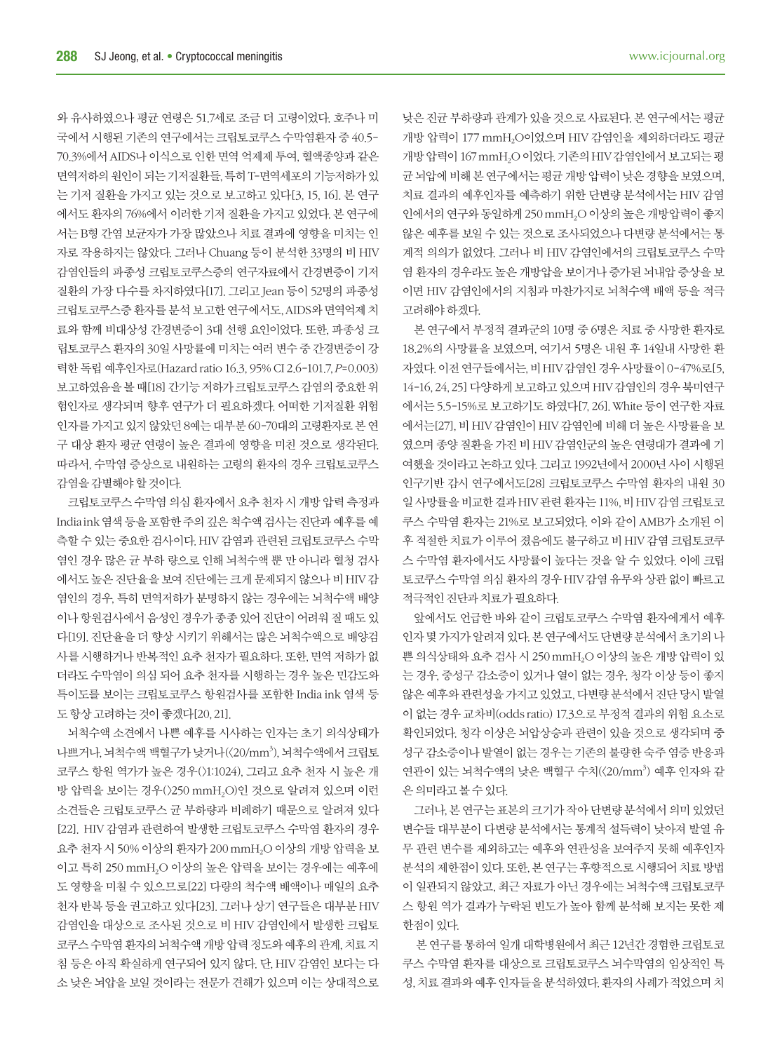와 유사하였으나 평균 연령은 51.7세로 조금 더 고령이었다. 호주나 미국에서 시행된 기존의 연구에서는 크립토코쿠스 수막염환자 중 40.5-70.3%에서 AIDS나 이식으로 인한 면역 억제제 투여, 혈액종양과 같은 면역저하의 원인이 되는 기저질환들, 특히 T-면역세포의 기능저하가 있는 기저 질환을 가지고 있는 것으로 보고하고 있다[3, 15, 16]. 본 연구에서도 환자의 76%에서 이러한 기저 질환을 가지고 있었다. 본 연구에서는 B형 간염 보균자가 가장 많았으나 치료 결과에 영향을 미치는 인자로 작용하지는 않았다. 그러나 Chuang 등이 분석한 33명의 비 HIV 감염인들의 파종성 크립토코쿠스증의 연구자료에서 간경변증이 기저질환의 가장 다수를 차지하였다[17]. 그리고 Jean 등이 52명의 파종성 크립토코쿠스증 환자를 분석 보고한 연구에서도, AIDS와 면역억제 치료와 함께 비대상성 간경변증이 3대 선행 요인이었다. 또한, 파종성 크립토코쿠스 환자의 30일 사망률에 미치는 여러 변수 중 간경변증이 강력한 독립 예후인자로(Hazard ratio 16.3, 95% CI 2.6-101.7, $P$=0.003) 보고하였음을 볼 때[18] 간기능 저하가 크립토코쿠스 감염의 중요한 위험인자로 생각되며 향후 연구가 더 필요하겠다. 어떠한 기저질환 위험인자를 가지고 있지 않았던 8예는 대부분 60-70대의 고령환자로 본 연구 대상 환자 평균 연령이 높은 결과에 영향을 미친 것으로 생각된다. 따라서, 수막염 증상으로 내원하는 고령의 환자의 경우 크립토코쿠스 감염을 감별해야 할 것이다.

크립토코쿠스 수막염 의심 환자에서 요추 천자 시 개방 압력 측정과 India ink 염색 등을 포함한 주의 깊은 척수액 검사는 진단과 예후를 예측할 수 있는 중요한 검사이다. HIV 감염과 관련된 크립토코쿠스 수막염인 경우 많은 균 부하 량으로 인해 뇌척수액 뿐 만 아니라 혈청 검사에서도 높은 진단율을 보여 진단에는 크게 문제되지 않으나 비 HIV 감염인의 경우, 특히 면역저하가 분명하지 않는 경우에는 뇌척수액 배양이나 항원검사에서 음성인 경우가 종종 있어 진단이 어려워 질 때도 있다[19]. 진단율을 더 향상 시키기 위해서는 많은 뇌척수액으로 배양검사를 시행하거나 반복적인 요추 천자가 필요하다. 또한, 면역 저하가 없더라도 수막염이 의심 되어 요추 천자를 시행하는 경우 높은 민감도와 특이도를 보이는 크립토코쿠스 항원검사를 포함한 India ink 염색 등도 항상 고려하는 것이 좋겠다[20, 21].

뇌척수액 소견에서 나쁜 예후를 시사하는 인자는 초기 의식상태가 나쁘거나, 뇌척수액 백혈구가 낮거나(<20/mm$^3$), 뇌척수액에서 크립토코쿠스 항원 역가가 높은 경우(>1:1024), 그리고 요추 천자 시 높은 개방 압력을 보이는 경우(>250 mm$H_2O$)인 것으로 알려져 있으며 이런 소견들은 크립토코쿠스 균 부하량과 비례하기 때문으로 알려져 있다[22]. HIV 감염과 관련하여 발생한 크립토코쿠스 수막염 환자의 경우 요추 천자 시 50% 이상의 환자가 200 mm$H_2O$ 이상의 개방 압력을 보이고 특히 250 mm$H_2O$ 이상의 높은 압력을 보이는 경우에는 예후에도 영향을 미칠 수 있으므로[22] 다량의 척수액 배액이나 매일의 요추 천자 반복 등을 권고하고 있다[23]. 그러나 상기 연구들은 대부분 HIV 감염인을 대상으로 조사된 것으로 비 HIV 감염인에서 발생한 크립토코쿠스 수막염 환자의 뇌척수액 개방 압력 정도와 예후의 관계, 치료 지침 등은 아직 확실하게 연구되어 있지 않다. 단, HIV 감염인 보다는 다소 낮은 뇌압을 보일 것이라는 전문가 견해가 있으며 이는 상대적으로 낮은 진균 부하량과 관계가 있을 것으로 사료된다. 본 연구에서는 평균 개방 압력이 177 mm$H_2O$이었으며 HIV 감염인을 제외하더라도 평균 개방 압력이 167 mm$H_2O$ 이었다. 기존의 HIV 감염인에서 보고되는 평균 뇌압에 비해 본 연구에서는 평균 개방 압력이 낮은 경향을 보였으며, 치료 결과의 예후인자를 예측하기 위한 단변량 분석에서는 HIV 감염인에서의 연구와 동일하게 250 mm$H_2O$ 이상의 높은 개방압력이 좋지 않은 예후를 보일 수 있는 것으로 조사되었으나 다변량 분석에서는 통계적 의의가 없었다. 그러나 비 HIV 감염인에서의 크립토코쿠스 수막염 환자의 경우라도 높은 개방압을 보이거나 증가된 뇌내압 증상을 보이면 HIV 감염인에서의 지침과 마찬가지로 뇌척수액 배액 등을 적극 고려해야 하겠다.

본 연구에서 부정적 결과군의 10명 중 6명은 치료 중 사망한 환자로 18.2%의 사망률을 보였으며, 여기서 5명은 내원 후 14일내 사망한 환자였다. 이전 연구들에서는, 비 HIV 감염인 경우 사망률이 0-47%로[5, 14-16, 24, 25] 다양하게 보고하고 있으며 HIV 감염인의 경우 북미연구에서는 5.5-15%로 보고하기도 하였다[7, 26]. White 등이 연구한 자료에서는[27], 비 HIV 감염인이 HIV 감염인에 비해 더 높은 사망률을 보였으며 종양 질환을 가진 비 HIV 감염인군의 높은 연령대가 결과에 기여했을 것이라고 논하고 있다. 그리고 1992년에서 2000년 사이 시행된 인구기반 감시 연구에서도[28] 크립토코쿠스 수막염 환자의 내원 30일 사망률을 비교한 결과 HIV 관련 환자는 11%, 비 HIV 감염 크립토코쿠스 수막염 환자는 21%로 보고되었다. 이와 같이 AMB가 소개된 이후 적절한 치료가 이루어 졌음에도 불구하고 비 HIV 감염 크립토코쿠스 수막염 환자에서도 사망률이 높다는 것을 알 수 있었다. 이에 크립토코쿠스 수막염 의심 환자의 경우 HIV 감염 유무와 상관 없이 빠르고 적극적인 진단과 치료가 필요하다.

앞에서도 언급한 바와 같이 크립토코쿠스 수막염 환자에게서 예후인자 몇 가지가 알려져 있다. 본 연구에서도 단변량 분석에서 초기의 나쁜 의식상태와 요추 검사 시 250 mm$H_2O$ 이상의 높은 개방 압력이 있는 경우, 중성구 감소증이 있거나 열이 없는 경우, 청각 이상 등이 좋지 않은 예후와 관련성을 가지고 있었고, 다변량 분석에서 진단 당시 발열이 없는 경우 교차비(odds ratio) 17.3으로 부정적 결과의 위험 요소로 확인되었다. 청각 이상은 뇌압상승과 관련이 있을 것으로 생각되며 중성구 감소증이나 발열이 없는 경우는 기존의 불량한 숙주 염증 반응과 연관이 있는 뇌척수액의 낮은 백혈구 수치(<20/mm$^3$) 예후 인자와 같은 의미라고 볼 수 있다.

그러나, 본 연구는 표본의 크기가 작아 단변량 분석에서 의미 있었던 변수들 대부분이 다변량 분석에서는 통계적 설득력이 낮아져 발열 유무 관련 변수를 제외하고는 예후와 연관성을 보여주지 못해 예후인자 분석의 제한점이 있다. 또한, 본 연구는 후향적으로 시행되어 치료 방법이 일관되지 않았고, 최근 자료가 아닌 경우에는 뇌척수액 크립토코쿠스 항원 역가 결과가 누락된 빈도가 높아 함께 분석해 보지는 못한 제한점이 있다.

본 연구를 통하여 일개 대학병원에서 최근 12년간 경험한 크립토코쿠스 수막염 환자를 대상으로 크립토코쿠스 뇌수막염의 임상적인 특성, 치료 결과와 예후 인자들을 분석하였다. 환자의 사례가 적었으며 치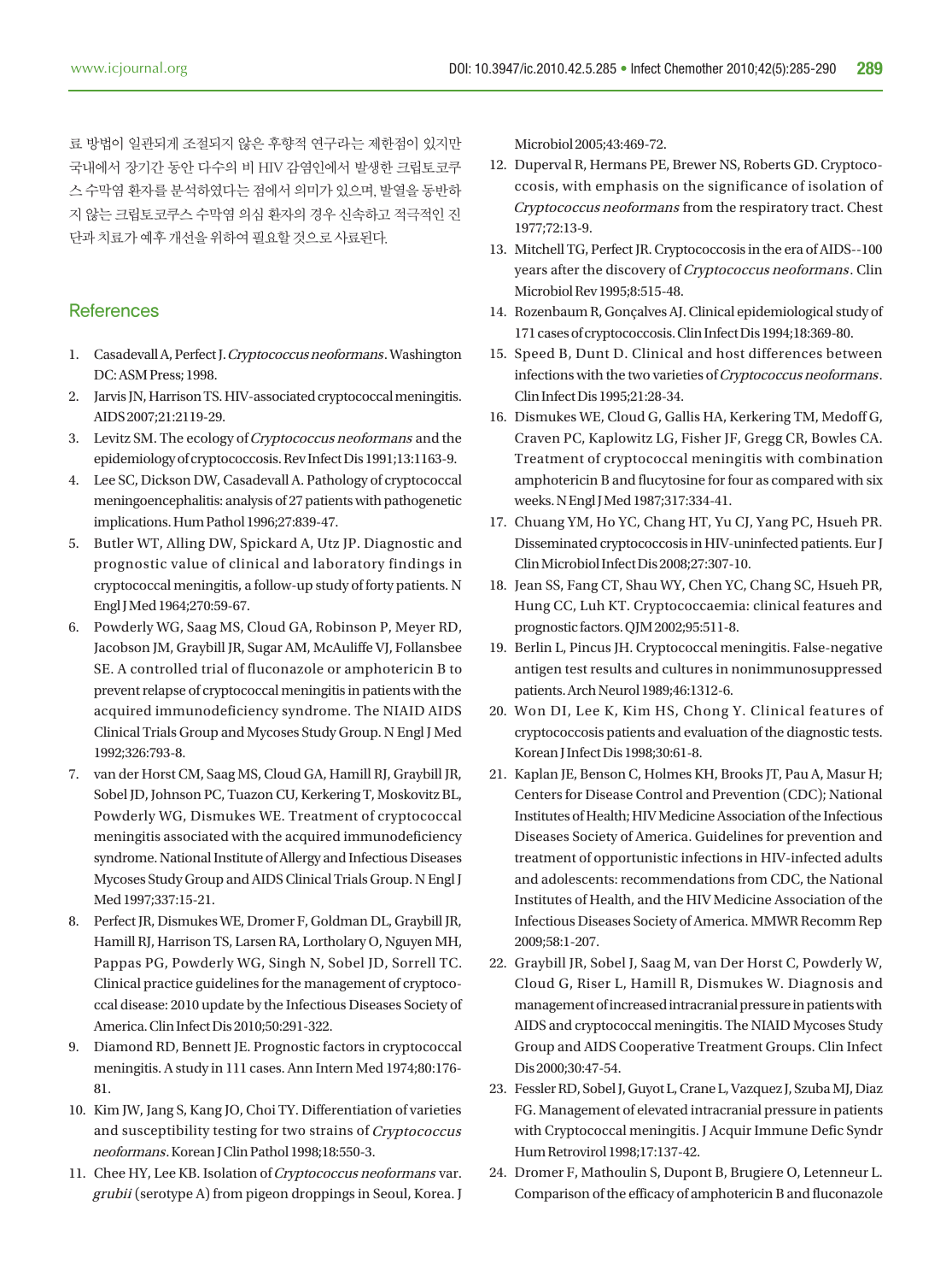료 방법이 일관되게 조절되지 않은 후향적 연구라는 제한점이 있지만 국내에서 장기간 동안 다수의 비 HIV 감염인에서 발생한 크립토코쿠스 수막염 환자를 분석하였다는 점에서 의미가 있으며, 발열을 동반하지 않는 크립토코쿠스 수막염 의심 환자의 경우 신속하고 적극적인 진단과 치료가 예후 개선을 위하여 필요할 것으로 사료된다.

## References

1. Casadevall A, Perfect J. *Cryptococcus neoformans*. Washington DC: ASM Press; 1998.
2. Jarvis JN, Harrison TS. HIV-associated cryptococcal meningitis. AIDS 2007;21:2119-29.
3. Levitz SM. The ecology of *Cryptococcus neoformans* and the epidemiology of cryptococcosis. Rev Infect Dis 1991;13:1163-9.
4. Lee SC, Dickson DW, Casadevall A. Pathology of cryptococcal meningoencephalitis: analysis of 27 patients with pathogenetic implications. Hum Pathol 1996;27:839-47.
5. Butler WT, Alling DW, Spickard A, Utz JP. Diagnostic and prognostic value of clinical and laboratory findings in cryptococcal meningitis, a follow-up study of forty patients. N Engl J Med 1964;270:59-67.
6. Powderly WG, Saag MS, Cloud GA, Robinson P, Meyer RD, Jacobson JM, Graybill JR, Sugar AM, McAuliffe VJ, Follansbee SE. A controlled trial of fluconazole or amphotericin B to prevent relapse of cryptococcal meningitis in patients with the acquired immunodeficiency syndrome. The NIAID AIDS Clinical Trials Group and Mycoses Study Group. N Engl J Med 1992;326:793-8.
7. van der Horst CM, Saag MS, Cloud GA, Hamill RJ, Graybill JR, Sobel JD, Johnson PC, Tuazon CU, Kerkering T, Moskovitz BL, Powderly WG, Dismukes WE. Treatment of cryptococcal meningitis associated with the acquired immunodeficiency syndrome. National Institute of Allergy and Infectious Diseases Mycoses Study Group and AIDS Clinical Trials Group. N Engl J Med 1997;337:15-21.
8. Perfect JR, Dismukes WE, Dromer F, Goldman DL, Graybill JR, Hamill RJ, Harrison TS, Larsen RA, Lortholary O, Nguyen MH, Pappas PG, Powderly WG, Singh N, Sobel JD, Sorrell TC. Clinical practice guidelines for the management of cryptococcal disease: 2010 update by the Infectious Diseases Society of America. Clin Infect Dis 2010;50:291-322.
9. Diamond RD, Bennett JE. Prognostic factors in cryptococcal meningitis. A study in 111 cases. Ann Intern Med 1974;80:176-81.
10. Kim JW, Jang S, Kang JO, Choi TY. Differentiation of varieties and susceptibility testing for two strains of *Cryptococcus neoformans*. Korean J Clin Pathol 1998;18:550-3.
11. Chee HY, Lee KB. Isolation of *Cryptococcus neoformans* var. *grubii* (serotype A) from pigeon droppings in Seoul, Korea. J Microbiol 2005;43:469-72.
12. Duperval R, Hermans PE, Brewer NS, Roberts GD. Cryptococcosis, with emphasis on the significance of isolation of *Cryptococcus neoformans* from the respiratory tract. Chest 1977;72:13-9.
13. Mitchell TG, Perfect JR. Cryptococcosis in the era of AIDS--100 years after the discovery of *Cryptococcus neoformans*. Clin Microbiol Rev 1995;8:515-48.
14. Rozenbaum R, Gonçalves AJ. Clinical epidemiological study of 171 cases of cryptococcosis. Clin Infect Dis 1994;18:369-80.
15. Speed B, Dunt D. Clinical and host differences between infections with the two varieties of *Cryptococcus neoformans*. Clin Infect Dis 1995;21:28-34.
16. Dismukes WE, Cloud G, Gallis HA, Kerkering TM, Medoff G, Craven PC, Kaplowitz LG, Fisher JF, Gregg CR, Bowles CA. Treatment of cryptococcal meningitis with combination amphotericin B and flucytosine for four as compared with six weeks. N Engl J Med 1987;317:334-41.
17. Chuang YM, Ho YC, Chang HT, Yu CJ, Yang PC, Hsueh PR. Disseminated cryptococcosis in HIV-uninfected patients. Eur J Clin Microbiol Infect Dis 2008;27:307-10.
18. Jean SS, Fang CT, Shau WY, Chen YC, Chang SC, Hsueh PR, Hung CC, Luh KT. Cryptococcaemia: clinical features and prognostic factors. QJM 2002;95:511-8.
19. Berlin L, Pincus JH. Cryptococcal meningitis. False-negative antigen test results and cultures in nonimmunosuppressed patients. Arch Neurol 1989;46:1312-6.
20. Won DI, Lee K, Kim HS, Chong Y. Clinical features of cryptococcosis patients and evaluation of the diagnostic tests. Korean J Infect Dis 1998;30:61-8.
21. Kaplan JE, Benson C, Holmes KH, Brooks JT, Pau A, Masur H; Centers for Disease Control and Prevention (CDC); National Institutes of Health; HIV Medicine Association of the Infectious Diseases Society of America. Guidelines for prevention and treatment of opportunistic infections in HIV-infected adults and adolescents: recommendations from CDC, the National Institutes of Health, and the HIV Medicine Association of the Infectious Diseases Society of America. MMWR Recomm Rep 2009;58:1-207.
22. Graybill JR, Sobel J, Saag M, van Der Horst C, Powderly W, Cloud G, Riser L, Hamill R, Dismukes W. Diagnosis and management of increased intracranial pressure in patients with AIDS and cryptococcal meningitis. The NIAID Mycoses Study Group and AIDS Cooperative Treatment Groups. Clin Infect Dis 2000;30:47-54.
23. Fessler RD, Sobel J, Guyot L, Crane L, Vazquez J, Szuba MJ, Diaz FG. Management of elevated intracranial pressure in patients with Cryptococcal meningitis. J Acquir Immune Defic Syndr Hum Retrovirol 1998;17:137-42.
24. Dromer F, Mathoulin S, Dupont B, Brugiere O, Letenneur L. Comparison of the efficacy of amphotericin B and fluconazole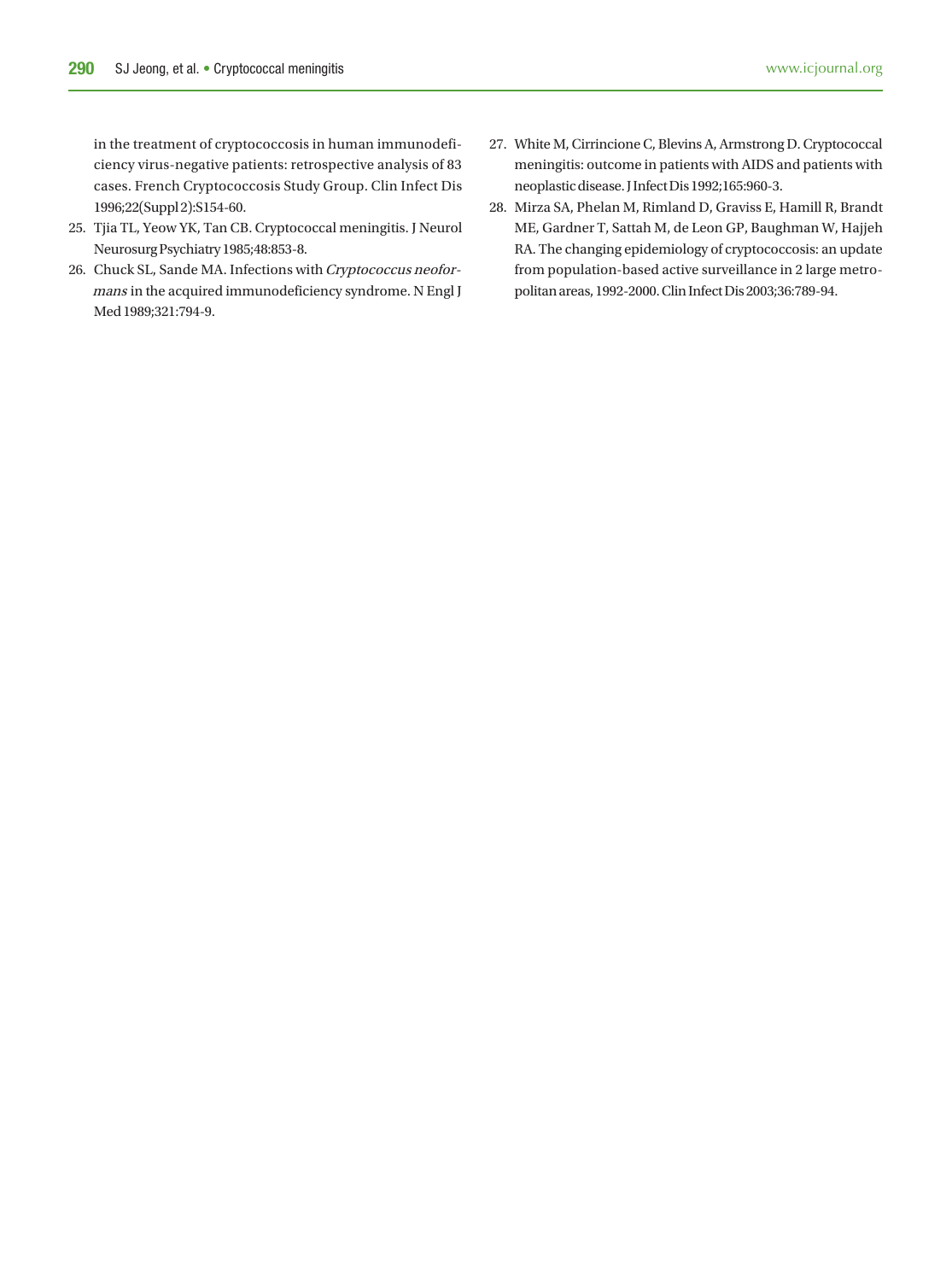in the treatment of cryptococcosis in human immunodeficiency virus-negative patients: retrospective analysis of 83 cases. French Cryptococcosis Study Group. Clin Infect Dis 1996;22(Suppl 2):S154-60.

25. Tjia TL, Yeow YK, Tan CB. Cryptococcal meningitis. J Neurol Neurosurg Psychiatry 1985;48:853-8.
26. Chuck SL, Sande MA. Infections with *Cryptococcus neoformans* in the acquired immunodeficiency syndrome. N Engl J Med 1989;321:794-9.
27. White M, Cirrincione C, Blevins A, Armstrong D. Cryptococcal meningitis: outcome in patients with AIDS and patients with neoplastic disease. J Infect Dis 1992;165:960-3.
28. Mirza SA, Phelan M, Rimland D, Graviss E, Hamill R, Brandt ME, Gardner T, Sattah M, de Leon GP, Baughman W, Hajjeh RA. The changing epidemiology of cryptococcosis: an update from population-based active surveillance in 2 large metropolitan areas, 1992-2000. Clin Infect Dis 2003;36:789-94.